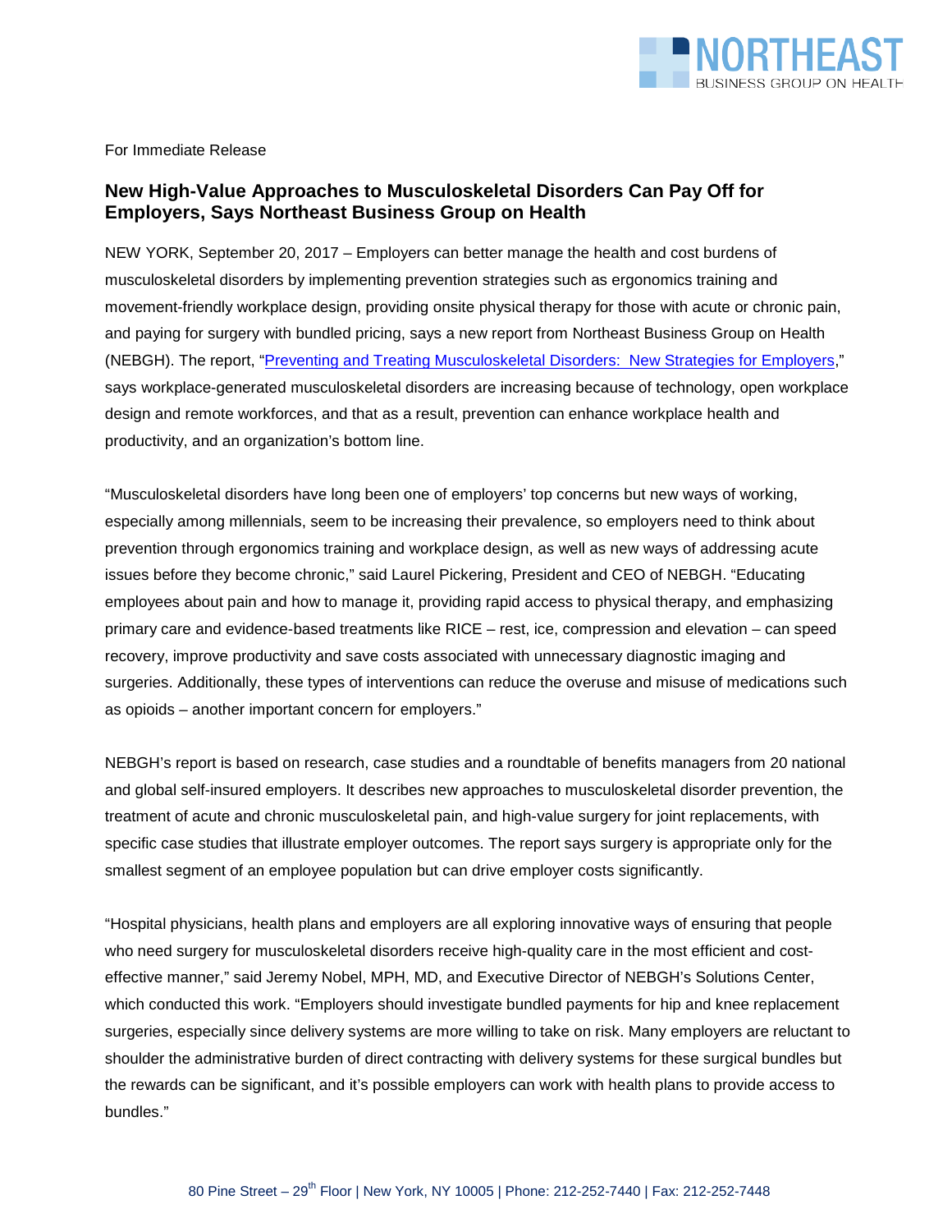For Immediate Release

## New High-Value Approaches to Musculoskeletal Disorders Can Pay Off for Employers, Says Northeast Business Group on Health

NEW YORK, September 20, 2017 – Employers can better manage the health and cost burdens of musculoskeletal disorders by implementing prevention strategies such as ergonomics training and movement-friendly workplace design, providing onsite physical therapy for those with acute or chronic pain, and paying for surgery with bundled pricing, says a new report from Northeast Business Group on Health (NEBGH). The report, "Preventing and Treating Musculoskeletal Disorders: New Strategies for Employers," says workplace-generated musculoskeletal disorders are increasing because of technology, open workplace design and remote workforces, and that as a result, prevention can enhance workplace health and productivity, and an organization's bottom line.

"Musculoskeletal disorders have long been one of employers' top concerns but new ways of working, especially among millennials, seem to be increasing their prevalence, so employers need to think about prevention through ergonomics training and workplace design, as well as new ways of addressing acute issues before they become chronic," said Laurel Pickering, President and CEO of NEBGH. "Educating employees about pain and how to manage it, providing rapid access to physical therapy, and emphasizing primary care and evidence-based treatments like RICE – rest, ice, compression and elevation – can speed recovery, improve productivity and save costs associated with unnecessary diagnostic imaging and surgeries. Additionally, these types of interventions can reduce the overuse and misuse of medications such as opioids – another important concern for employers."

NEBGH's report is based on research, case studies and a roundtable of benefits managers from 20 national and global self-insured employers. It describes new approaches to musculoskeletal disorder prevention, the treatment of acute and chronic musculoskeletal pain, and high-value surgery for joint replacements, with specific case studies that illustrate employer outcomes. The report says surgery is appropriate only for the smallest segment of an employee population but can drive employer costs significantly.

"Hospital physicians, health plans and employers are all exploring innovative ways of ensuring that people who need surgery for musculoskeletal disorders receive high-quality care in the most efficient and cost-effective manner," said Jeremy Nobel, MPH, MD, and Executive Director of NEBGH's Solutions Center, which conducted this work. "Employers should investigate bundled payments for hip and knee replacement surgeries, especially since delivery systems are more willing to take on risk. Many employers are reluctant to shoulder the administrative burden of direct contracting with delivery systems for these surgical bundles but the rewards can be significant, and it's possible employers can work with health plans to provide access to bundles."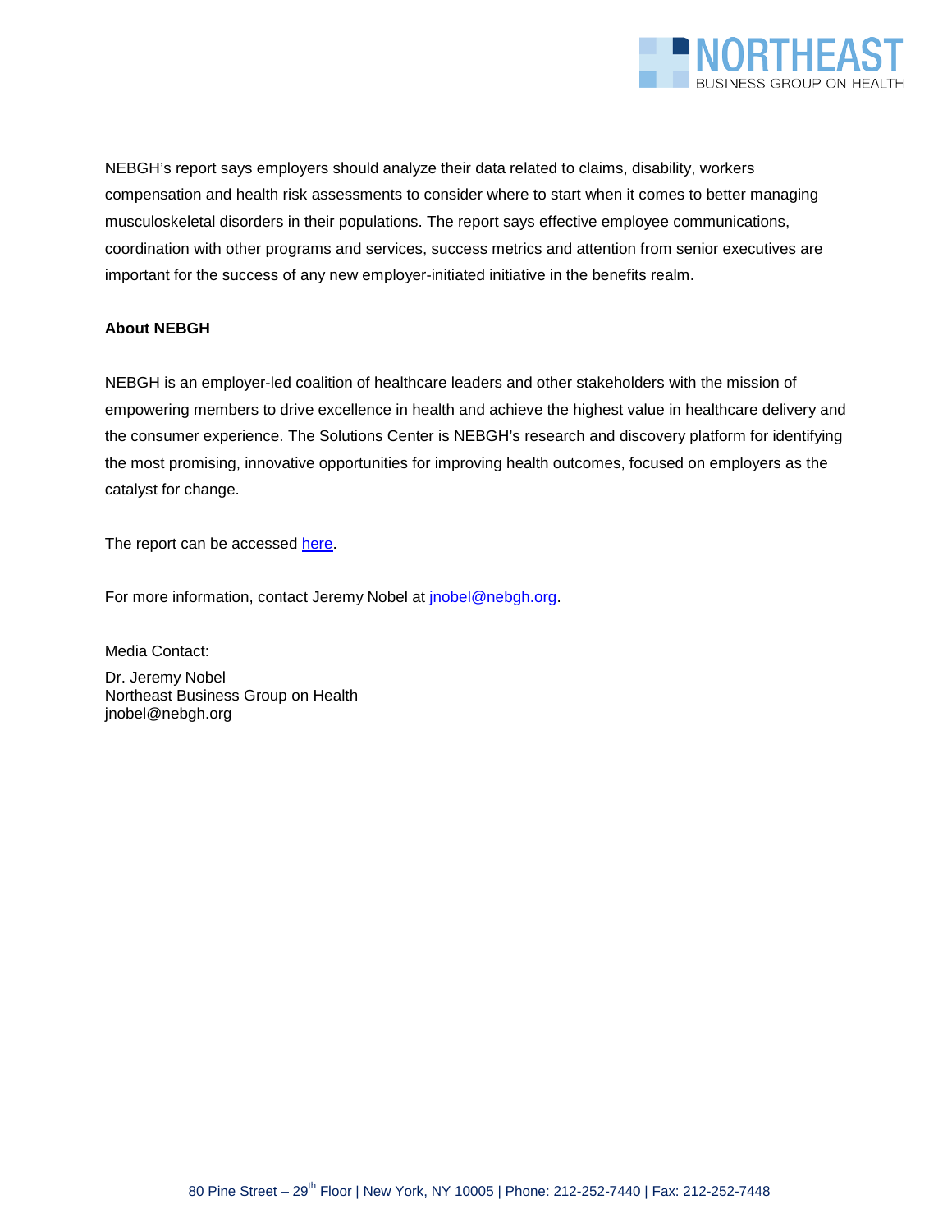NEBGH's report says employers should analyze their data related to claims, disability, workers compensation and health risk assessments to consider where to start when it comes to better managing musculoskeletal disorders in their populations. The report says effective employee communications, coordination with other programs and services, success metrics and attention from senior executives are important for the success of any new employer-initiated initiative in the benefits realm.

**About NEBGH**

NEBGH is an employer-led coalition of healthcare leaders and other stakeholders with the mission of empowering members to drive excellence in health and achieve the highest value in healthcare delivery and the consumer experience. The Solutions Center is NEBGH's research and discovery platform for identifying the most promising, innovative opportunities for improving health outcomes, focused on employers as the catalyst for change.

The report can be accessed here.

For more information, contact Jeremy Nobel at jnobel@nebgh.org.

Media Contact:

Dr. Jeremy Nobel
Northeast Business Group on Health
jnobel@nebgh.org